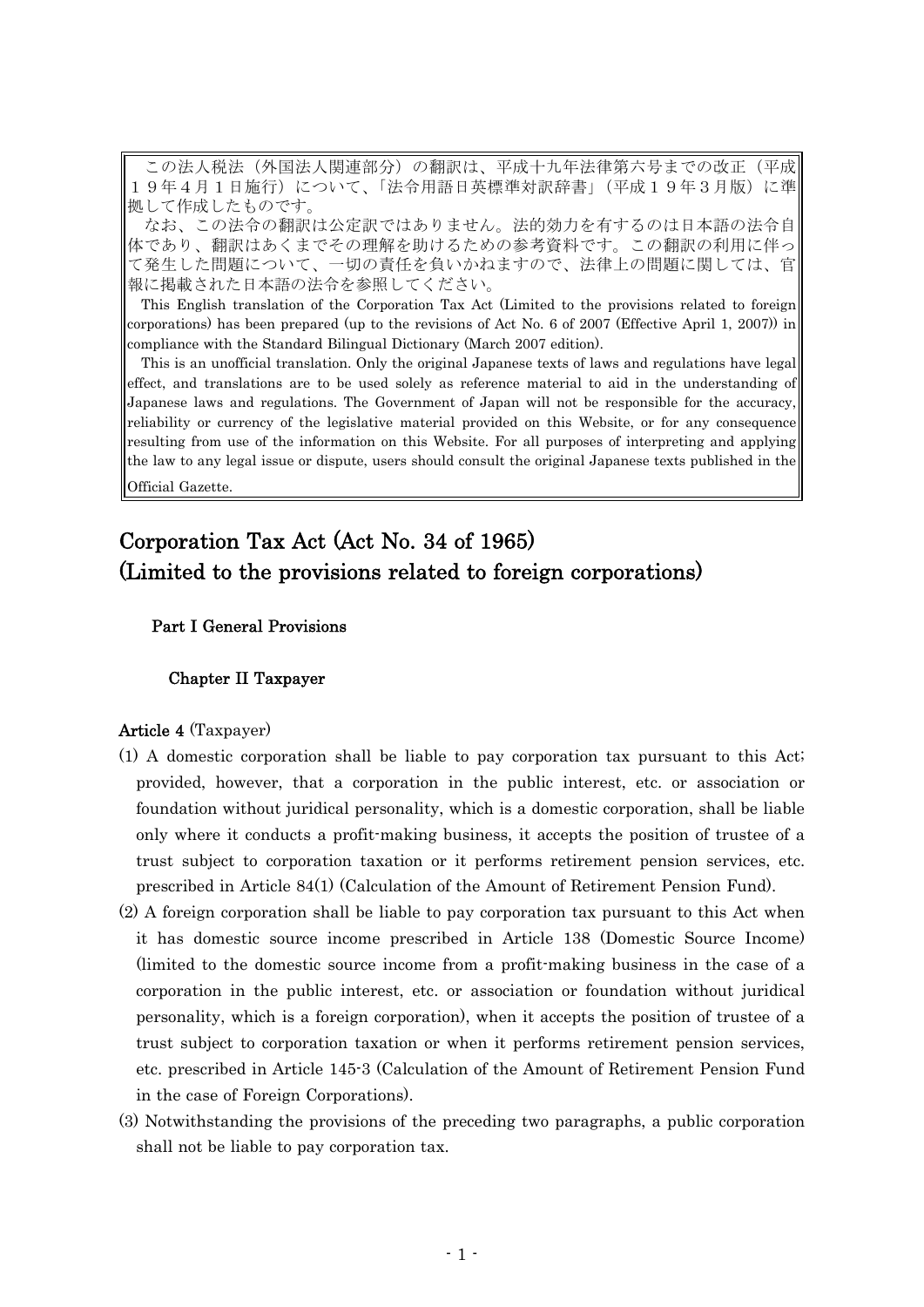この法人税法（外国法人関連部分）の翻訳は、平成十九年法律第六号までの改正（平成１９年４月１日施行）について、「法令用語日英標準対訳辞書」（平成１９年３月版）に準拠して作成したものです。

なお、この法令の翻訳は公定訳ではありません。法的効力を有するのは日本語の法令自体であり、翻訳はあくまでその理解を助けるための参考資料です。この翻訳の利用に伴って発生した問題について、一切の責任を負いかねますので、法律上の問題に関しては、官報に掲載された日本語の法令を参照してください。

This English translation of the Corporation Tax Act (Limited to the provisions related to foreign corporations) has been prepared (up to the revisions of Act No. 6 of 2007 (Effective April 1, 2007)) in compliance with the Standard Bilingual Dictionary (March 2007 edition).

This is an unofficial translation. Only the original Japanese texts of laws and regulations have legal effect, and translations are to be used solely as reference material to aid in the understanding of Japanese laws and regulations. The Government of Japan will not be responsible for the accuracy, reliability or currency of the legislative material provided on this Website, or for any consequence resulting from use of the information on this Website. For all purposes of interpreting and applying the law to any legal issue or dispute, users should consult the original Japanese texts published in the Official Gazette.

# Corporation Tax Act (Act No. 34 of 1965)
# (Limited to the provisions related to foreign corporations)

## Part I General Provisions

### Chapter II Taxpayer

**Article 4** (Taxpayer)

(1) A domestic corporation shall be liable to pay corporation tax pursuant to this Act; provided, however, that a corporation in the public interest, etc. or association or foundation without juridical personality, which is a domestic corporation, shall be liable only where it conducts a profit-making business, it accepts the position of trustee of a trust subject to corporation taxation or it performs retirement pension services, etc. prescribed in Article 84(1) (Calculation of the Amount of Retirement Pension Fund).

(2) A foreign corporation shall be liable to pay corporation tax pursuant to this Act when it has domestic source income prescribed in Article 138 (Domestic Source Income) (limited to the domestic source income from a profit-making business in the case of a corporation in the public interest, etc. or association or foundation without juridical personality, which is a foreign corporation), when it accepts the position of trustee of a trust subject to corporation taxation or when it performs retirement pension services, etc. prescribed in Article 145-3 (Calculation of the Amount of Retirement Pension Fund in the case of Foreign Corporations).

(3) Notwithstanding the provisions of the preceding two paragraphs, a public corporation shall not be liable to pay corporation tax.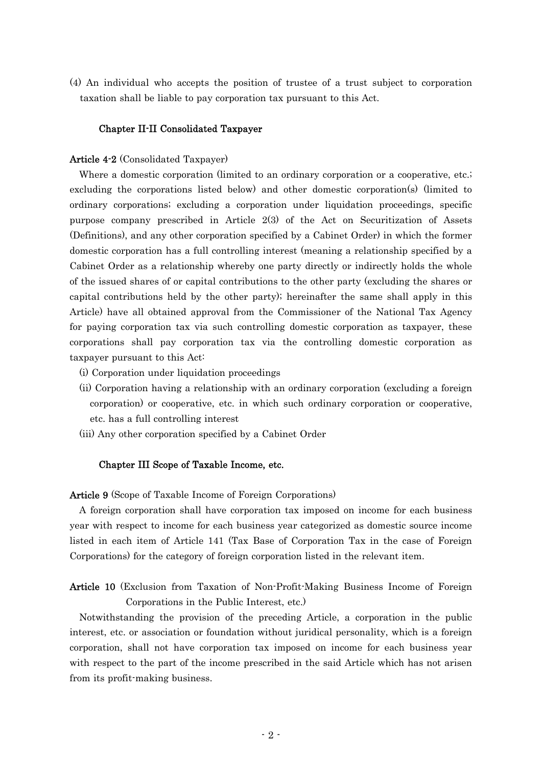(4) An individual who accepts the position of trustee of a trust subject to corporation taxation shall be liable to pay corporation tax pursuant to this Act.

## Chapter II-II Consolidated Taxpayer

**Article 4-2** (Consolidated Taxpayer)

Where a domestic corporation (limited to an ordinary corporation or a cooperative, etc.; excluding the corporations listed below) and other domestic corporation(s) (limited to ordinary corporations; excluding a corporation under liquidation proceedings, specific purpose company prescribed in Article 2(3) of the Act on Securitization of Assets (Definitions), and any other corporation specified by a Cabinet Order) in which the former domestic corporation has a full controlling interest (meaning a relationship specified by a Cabinet Order as a relationship whereby one party directly or indirectly holds the whole of the issued shares of or capital contributions to the other party (excluding the shares or capital contributions held by the other party); hereinafter the same shall apply in this Article) have all obtained approval from the Commissioner of the National Tax Agency for paying corporation tax via such controlling domestic corporation as taxpayer, these corporations shall pay corporation tax via the controlling domestic corporation as taxpayer pursuant to this Act:

(i) Corporation under liquidation proceedings

(ii) Corporation having a relationship with an ordinary corporation (excluding a foreign corporation) or cooperative, etc. in which such ordinary corporation or cooperative, etc. has a full controlling interest

(iii) Any other corporation specified by a Cabinet Order

## Chapter III Scope of Taxable Income, etc.

**Article 9** (Scope of Taxable Income of Foreign Corporations)

A foreign corporation shall have corporation tax imposed on income for each business year with respect to income for each business year categorized as domestic source income listed in each item of Article 141 (Tax Base of Corporation Tax in the case of Foreign Corporations) for the category of foreign corporation listed in the relevant item.

**Article 10** (Exclusion from Taxation of Non-Profit-Making Business Income of Foreign Corporations in the Public Interest, etc.)

Notwithstanding the provision of the preceding Article, a corporation in the public interest, etc. or association or foundation without juridical personality, which is a foreign corporation, shall not have corporation tax imposed on income for each business year with respect to the part of the income prescribed in the said Article which has not arisen from its profit-making business.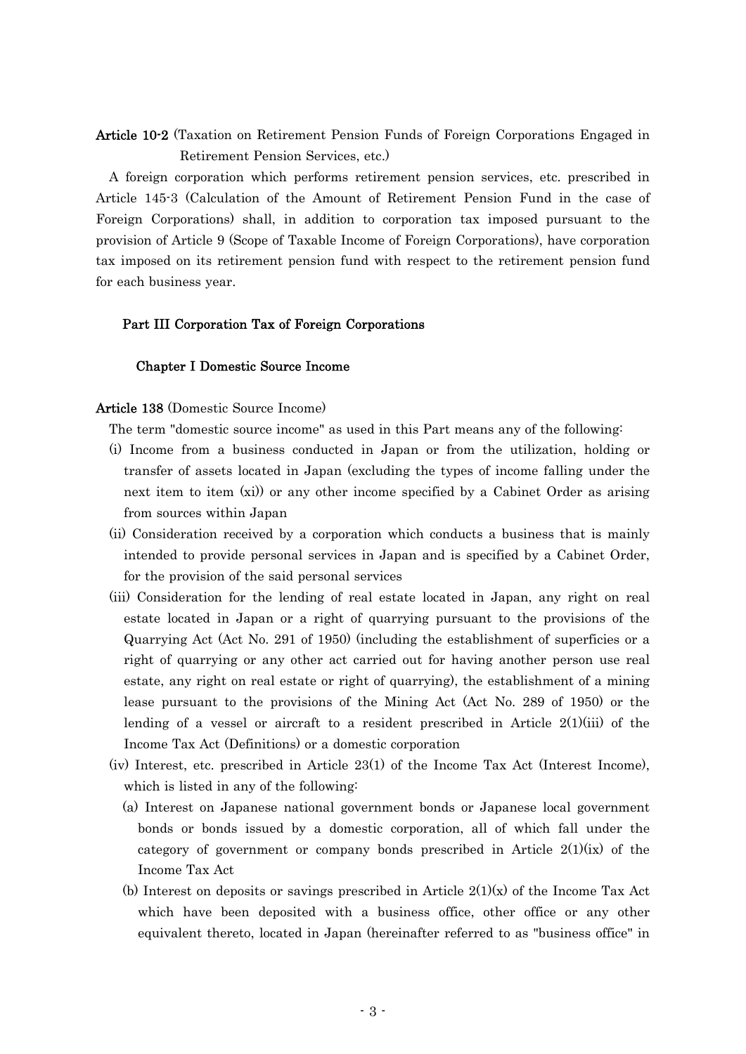**Article 10-2** (Taxation on Retirement Pension Funds of Foreign Corporations Engaged in Retirement Pension Services, etc.)

A foreign corporation which performs retirement pension services, etc. prescribed in Article 145-3 (Calculation of the Amount of Retirement Pension Fund in the case of Foreign Corporations) shall, in addition to corporation tax imposed pursuant to the provision of Article 9 (Scope of Taxable Income of Foreign Corporations), have corporation tax imposed on its retirement pension fund with respect to the retirement pension fund for each business year.

## Part III Corporation Tax of Foreign Corporations

### Chapter I Domestic Source Income

**Article 138** (Domestic Source Income)

The term "domestic source income" as used in this Part means any of the following:

(i) Income from a business conducted in Japan or from the utilization, holding or transfer of assets located in Japan (excluding the types of income falling under the next item to item (xi)) or any other income specified by a Cabinet Order as arising from sources within Japan

(ii) Consideration received by a corporation which conducts a business that is mainly intended to provide personal services in Japan and is specified by a Cabinet Order, for the provision of the said personal services

(iii) Consideration for the lending of real estate located in Japan, any right on real estate located in Japan or a right of quarrying pursuant to the provisions of the Quarrying Act (Act No. 291 of 1950) (including the establishment of superficies or a right of quarrying or any other act carried out for having another person use real estate, any right on real estate or right of quarrying), the establishment of a mining lease pursuant to the provisions of the Mining Act (Act No. 289 of 1950) or the lending of a vessel or aircraft to a resident prescribed in Article 2(1)(iii) of the Income Tax Act (Definitions) or a domestic corporation

(iv) Interest, etc. prescribed in Article 23(1) of the Income Tax Act (Interest Income), which is listed in any of the following:

(a) Interest on Japanese national government bonds or Japanese local government bonds or bonds issued by a domestic corporation, all of which fall under the category of government or company bonds prescribed in Article 2(1)(ix) of the Income Tax Act

(b) Interest on deposits or savings prescribed in Article 2(1)(x) of the Income Tax Act which have been deposited with a business office, other office or any other equivalent thereto, located in Japan (hereinafter referred to as "business office" in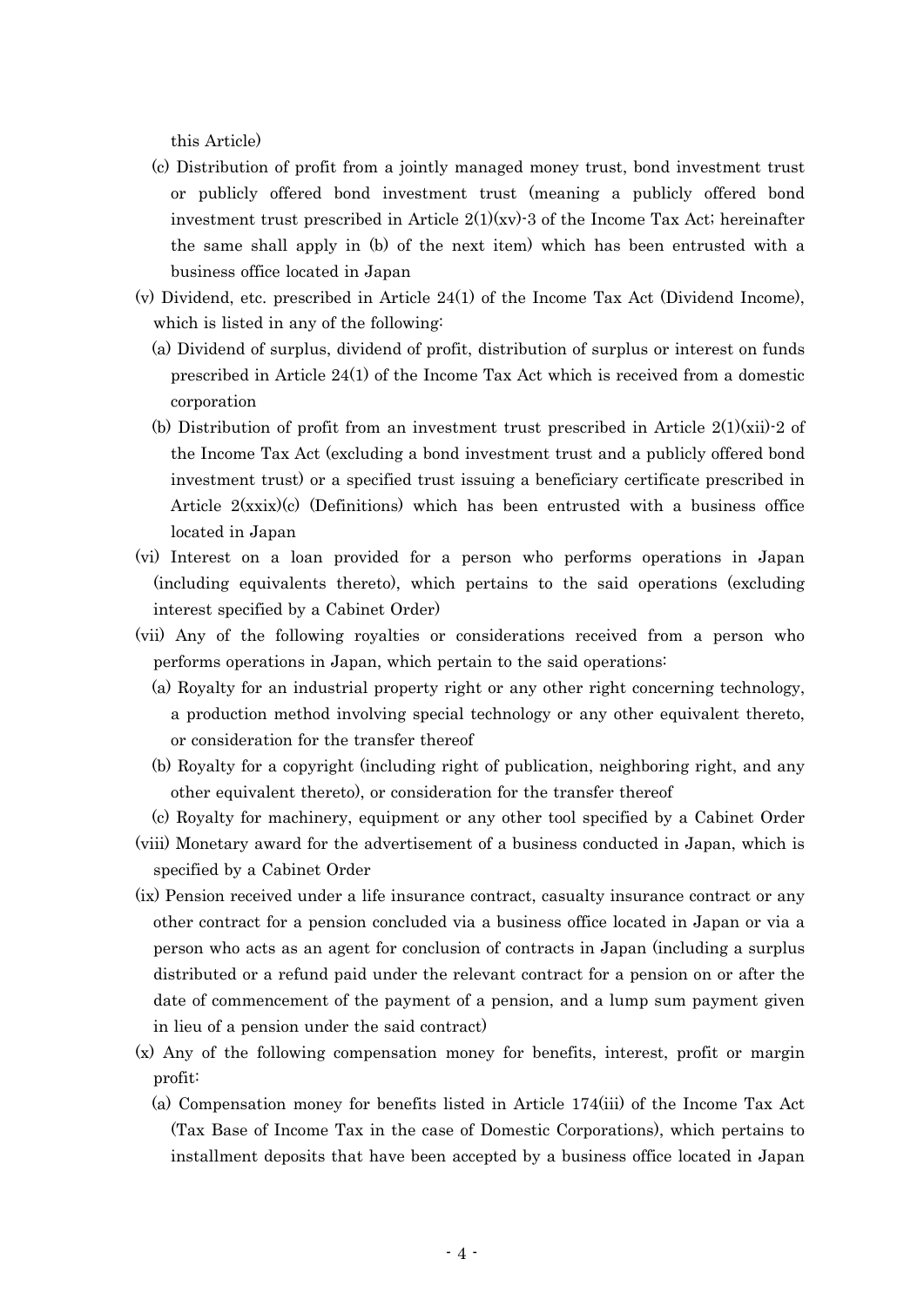this Article)

(c) Distribution of profit from a jointly managed money trust, bond investment trust or publicly offered bond investment trust (meaning a publicly offered bond investment trust prescribed in Article 2(1)(xv)-3 of the Income Tax Act; hereinafter the same shall apply in (b) of the next item) which has been entrusted with a business office located in Japan

(v) Dividend, etc. prescribed in Article 24(1) of the Income Tax Act (Dividend Income), which is listed in any of the following:

(a) Dividend of surplus, dividend of profit, distribution of surplus or interest on funds prescribed in Article 24(1) of the Income Tax Act which is received from a domestic corporation

(b) Distribution of profit from an investment trust prescribed in Article 2(1)(xii)-2 of the Income Tax Act (excluding a bond investment trust and a publicly offered bond investment trust) or a specified trust issuing a beneficiary certificate prescribed in Article 2(xxix)(c) (Definitions) which has been entrusted with a business office located in Japan

(vi) Interest on a loan provided for a person who performs operations in Japan (including equivalents thereto), which pertains to the said operations (excluding interest specified by a Cabinet Order)

(vii) Any of the following royalties or considerations received from a person who performs operations in Japan, which pertain to the said operations:

(a) Royalty for an industrial property right or any other right concerning technology, a production method involving special technology or any other equivalent thereto, or consideration for the transfer thereof

(b) Royalty for a copyright (including right of publication, neighboring right, and any other equivalent thereto), or consideration for the transfer thereof

(c) Royalty for machinery, equipment or any other tool specified by a Cabinet Order

(viii) Monetary award for the advertisement of a business conducted in Japan, which is specified by a Cabinet Order

(ix) Pension received under a life insurance contract, casualty insurance contract or any other contract for a pension concluded via a business office located in Japan or via a person who acts as an agent for conclusion of contracts in Japan (including a surplus distributed or a refund paid under the relevant contract for a pension on or after the date of commencement of the payment of a pension, and a lump sum payment given in lieu of a pension under the said contract)

(x) Any of the following compensation money for benefits, interest, profit or margin profit:

(a) Compensation money for benefits listed in Article 174(iii) of the Income Tax Act (Tax Base of Income Tax in the case of Domestic Corporations), which pertains to installment deposits that have been accepted by a business office located in Japan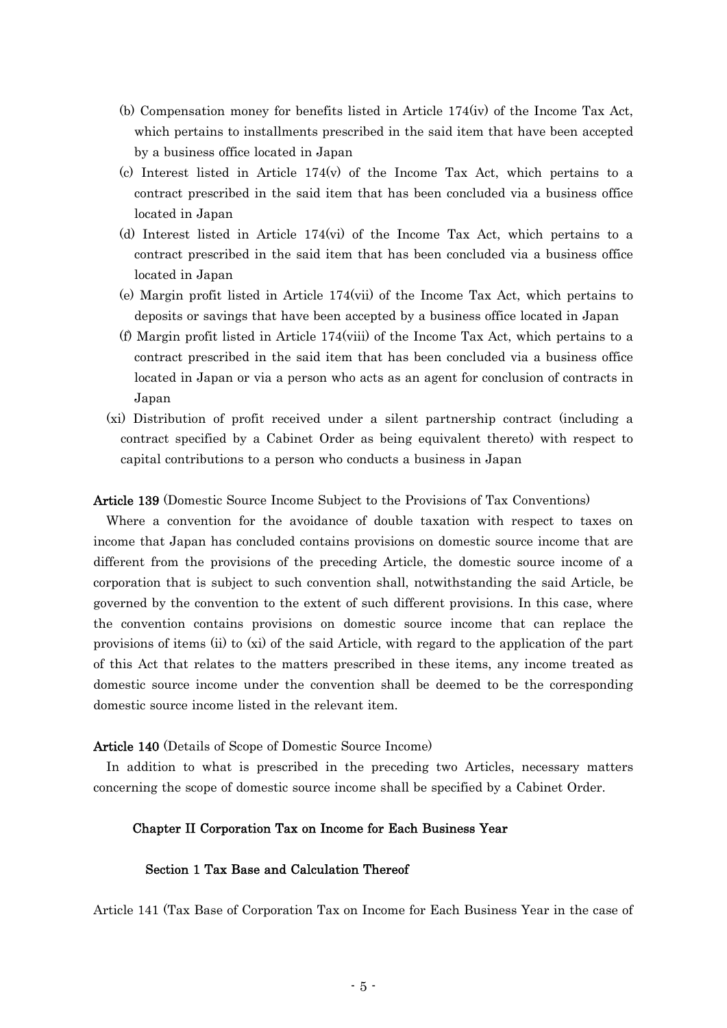(b) Compensation money for benefits listed in Article 174(iv) of the Income Tax Act, which pertains to installments prescribed in the said item that have been accepted by a business office located in Japan

(c) Interest listed in Article 174(v) of the Income Tax Act, which pertains to a contract prescribed in the said item that has been concluded via a business office located in Japan

(d) Interest listed in Article 174(vi) of the Income Tax Act, which pertains to a contract prescribed in the said item that has been concluded via a business office located in Japan

(e) Margin profit listed in Article 174(vii) of the Income Tax Act, which pertains to deposits or savings that have been accepted by a business office located in Japan

(f) Margin profit listed in Article 174(viii) of the Income Tax Act, which pertains to a contract prescribed in the said item that has been concluded via a business office located in Japan or via a person who acts as an agent for conclusion of contracts in Japan

(xi) Distribution of profit received under a silent partnership contract (including a contract specified by a Cabinet Order as being equivalent thereto) with respect to capital contributions to a person who conducts a business in Japan

**Article 139** (Domestic Source Income Subject to the Provisions of Tax Conventions)

Where a convention for the avoidance of double taxation with respect to taxes on income that Japan has concluded contains provisions on domestic source income that are different from the provisions of the preceding Article, the domestic source income of a corporation that is subject to such convention shall, notwithstanding the said Article, be governed by the convention to the extent of such different provisions. In this case, where the convention contains provisions on domestic source income that can replace the provisions of items (ii) to (xi) of the said Article, with regard to the application of the part of this Act that relates to the matters prescribed in these items, any income treated as domestic source income under the convention shall be deemed to be the corresponding domestic source income listed in the relevant item.

**Article 140** (Details of Scope of Domestic Source Income)

In addition to what is prescribed in the preceding two Articles, necessary matters concerning the scope of domestic source income shall be specified by a Cabinet Order.

## Chapter II Corporation Tax on Income for Each Business Year

### Section 1 Tax Base and Calculation Thereof

Article 141 (Tax Base of Corporation Tax on Income for Each Business Year in the case of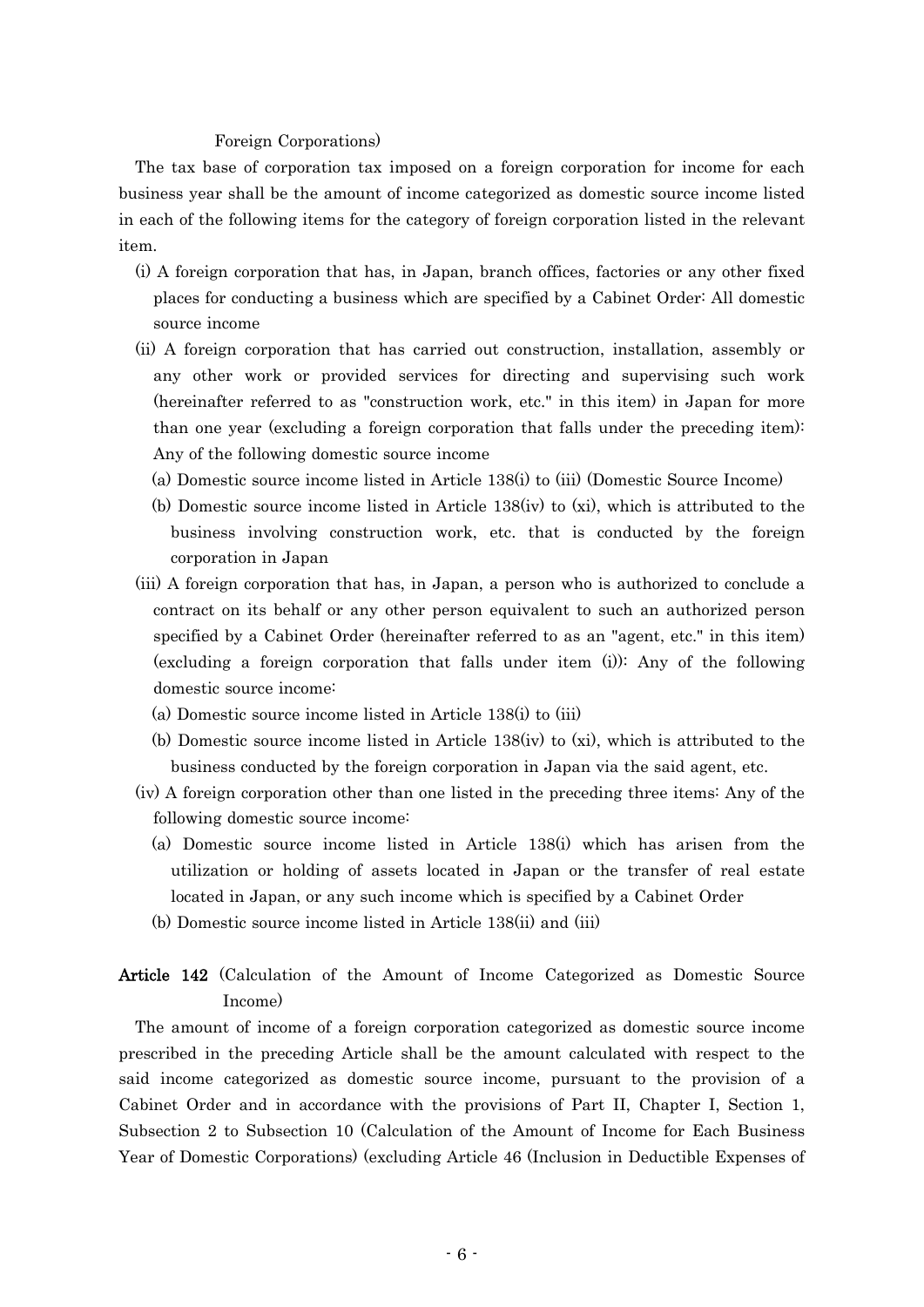Foreign Corporations)

The tax base of corporation tax imposed on a foreign corporation for income for each business year shall be the amount of income categorized as domestic source income listed in each of the following items for the category of foreign corporation listed in the relevant item.

(i) A foreign corporation that has, in Japan, branch offices, factories or any other fixed places for conducting a business which are specified by a Cabinet Order: All domestic source income

(ii) A foreign corporation that has carried out construction, installation, assembly or any other work or provided services for directing and supervising such work (hereinafter referred to as "construction work, etc." in this item) in Japan for more than one year (excluding a foreign corporation that falls under the preceding item): Any of the following domestic source income

(a) Domestic source income listed in Article 138(i) to (iii) (Domestic Source Income)

(b) Domestic source income listed in Article 138(iv) to (xi), which is attributed to the business involving construction work, etc. that is conducted by the foreign corporation in Japan

(iii) A foreign corporation that has, in Japan, a person who is authorized to conclude a contract on its behalf or any other person equivalent to such an authorized person specified by a Cabinet Order (hereinafter referred to as an "agent, etc." in this item) (excluding a foreign corporation that falls under item (i)): Any of the following domestic source income:

(a) Domestic source income listed in Article 138(i) to (iii)

(b) Domestic source income listed in Article 138(iv) to (xi), which is attributed to the business conducted by the foreign corporation in Japan via the said agent, etc.

(iv) A foreign corporation other than one listed in the preceding three items: Any of the following domestic source income:

(a) Domestic source income listed in Article 138(i) which has arisen from the utilization or holding of assets located in Japan or the transfer of real estate located in Japan, or any such income which is specified by a Cabinet Order

(b) Domestic source income listed in Article 138(ii) and (iii)

**Article 142** (Calculation of the Amount of Income Categorized as Domestic Source Income)

The amount of income of a foreign corporation categorized as domestic source income prescribed in the preceding Article shall be the amount calculated with respect to the said income categorized as domestic source income, pursuant to the provision of a Cabinet Order and in accordance with the provisions of Part II, Chapter I, Section 1, Subsection 2 to Subsection 10 (Calculation of the Amount of Income for Each Business Year of Domestic Corporations) (excluding Article 46 (Inclusion in Deductible Expenses of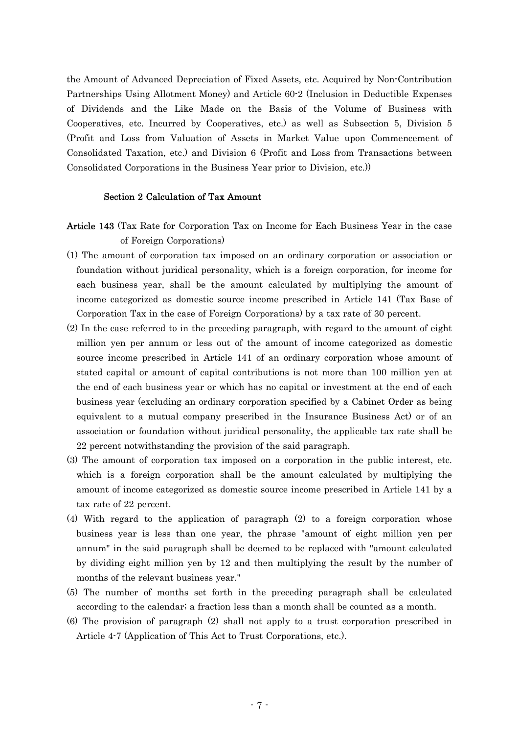the Amount of Advanced Depreciation of Fixed Assets, etc. Acquired by Non-Contribution Partnerships Using Allotment Money) and Article 60-2 (Inclusion in Deductible Expenses of Dividends and the Like Made on the Basis of the Volume of Business with Cooperatives, etc. Incurred by Cooperatives, etc.) as well as Subsection 5, Division 5 (Profit and Loss from Valuation of Assets in Market Value upon Commencement of Consolidated Taxation, etc.) and Division 6 (Profit and Loss from Transactions between Consolidated Corporations in the Business Year prior to Division, etc.))

### Section 2 Calculation of Tax Amount

**Article 143** (Tax Rate for Corporation Tax on Income for Each Business Year in the case of Foreign Corporations)

(1) The amount of corporation tax imposed on an ordinary corporation or association or foundation without juridical personality, which is a foreign corporation, for income for each business year, shall be the amount calculated by multiplying the amount of income categorized as domestic source income prescribed in Article 141 (Tax Base of Corporation Tax in the case of Foreign Corporations) by a tax rate of 30 percent.

(2) In the case referred to in the preceding paragraph, with regard to the amount of eight million yen per annum or less out of the amount of income categorized as domestic source income prescribed in Article 141 of an ordinary corporation whose amount of stated capital or amount of capital contributions is not more than 100 million yen at the end of each business year or which has no capital or investment at the end of each business year (excluding an ordinary corporation specified by a Cabinet Order as being equivalent to a mutual company prescribed in the Insurance Business Act) or of an association or foundation without juridical personality, the applicable tax rate shall be 22 percent notwithstanding the provision of the said paragraph.

(3) The amount of corporation tax imposed on a corporation in the public interest, etc. which is a foreign corporation shall be the amount calculated by multiplying the amount of income categorized as domestic source income prescribed in Article 141 by a tax rate of 22 percent.

(4) With regard to the application of paragraph (2) to a foreign corporation whose business year is less than one year, the phrase "amount of eight million yen per annum" in the said paragraph shall be deemed to be replaced with "amount calculated by dividing eight million yen by 12 and then multiplying the result by the number of months of the relevant business year."

(5) The number of months set forth in the preceding paragraph shall be calculated according to the calendar; a fraction less than a month shall be counted as a month.

(6) The provision of paragraph (2) shall not apply to a trust corporation prescribed in Article 4-7 (Application of This Act to Trust Corporations, etc.).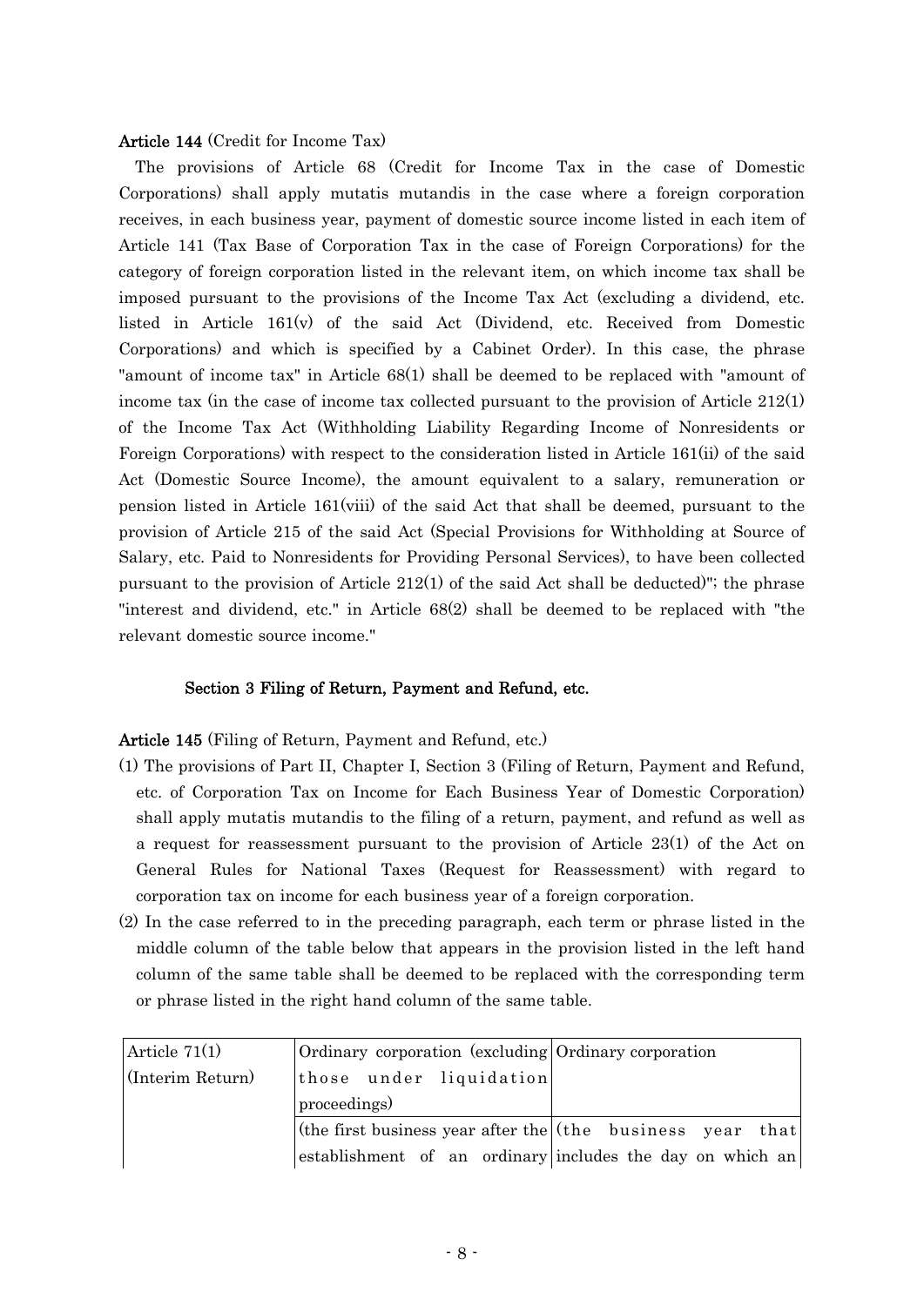**Article 144** (Credit for Income Tax)

The provisions of Article 68 (Credit for Income Tax in the case of Domestic Corporations) shall apply mutatis mutandis in the case where a foreign corporation receives, in each business year, payment of domestic source income listed in each item of Article 141 (Tax Base of Corporation Tax in the case of Foreign Corporations) for the category of foreign corporation listed in the relevant item, on which income tax shall be imposed pursuant to the provisions of the Income Tax Act (excluding a dividend, etc. listed in Article 161(v) of the said Act (Dividend, etc. Received from Domestic Corporations) and which is specified by a Cabinet Order). In this case, the phrase "amount of income tax" in Article 68(1) shall be deemed to be replaced with "amount of income tax (in the case of income tax collected pursuant to the provision of Article 212(1) of the Income Tax Act (Withholding Liability Regarding Income of Nonresidents or Foreign Corporations) with respect to the consideration listed in Article 161(ii) of the said Act (Domestic Source Income), the amount equivalent to a salary, remuneration or pension listed in Article 161(viii) of the said Act that shall be deemed, pursuant to the provision of Article 215 of the said Act (Special Provisions for Withholding at Source of Salary, etc. Paid to Nonresidents for Providing Personal Services), to have been collected pursuant to the provision of Article 212(1) of the said Act shall be deducted)"; the phrase "interest and dividend, etc." in Article 68(2) shall be deemed to be replaced with "the relevant domestic source income."

### Section 3 Filing of Return, Payment and Refund, etc.

**Article 145** (Filing of Return, Payment and Refund, etc.)

(1) The provisions of Part II, Chapter I, Section 3 (Filing of Return, Payment and Refund, etc. of Corporation Tax on Income for Each Business Year of Domestic Corporation) shall apply mutatis mutandis to the filing of a return, payment, and refund as well as a request for reassessment pursuant to the provision of Article 23(1) of the Act on General Rules for National Taxes (Request for Reassessment) with regard to corporation tax on income for each business year of a foreign corporation.

(2) In the case referred to in the preceding paragraph, each term or phrase listed in the middle column of the table below that appears in the provision listed in the left hand column of the same table shall be deemed to be replaced with the corresponding term or phrase listed in the right hand column of the same table.

| | | |
|---|---|---|
| Article 71(1) (Interim Return) | Ordinary corporation (excluding those under liquidation proceedings) | Ordinary corporation |
| | (the first business year after the establishment of an ordinary | (the business year that includes the day on which an |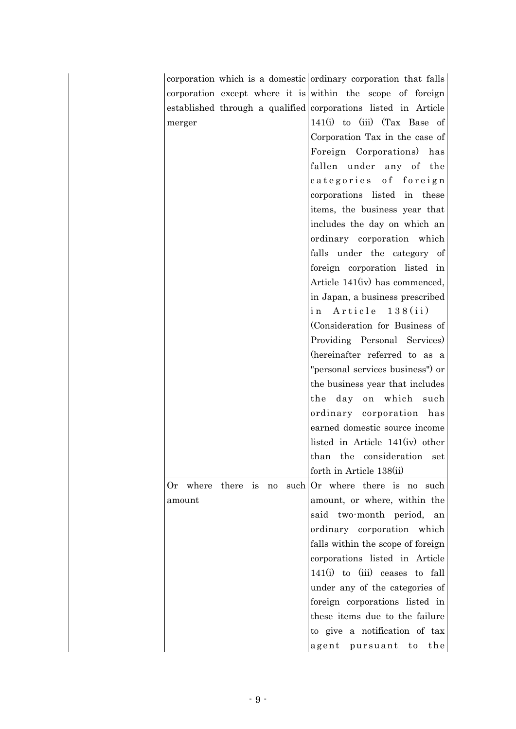| | |
|---|---|
| corporation which is a domestic corporation except where it is established through a qualified merger | ordinary corporation that falls within the scope of foreign corporations listed in Article 141(i) to (iii) (Tax Base of Corporation Tax in the case of Foreign Corporations) has fallen under any of the categories of foreign corporations listed in these items, the business year that includes the day on which an ordinary corporation which falls under the category of foreign corporation listed in Article 141(iv) has commenced, in Japan, a business prescribed in Article 138(ii) (Consideration for Business of Providing Personal Services) (hereinafter referred to as a "personal services business") or the business year that includes the day on which such ordinary corporation has earned domestic source income listed in Article 141(iv) other than the consideration set forth in Article 138(ii) |
| Or where there is no such amount | Or where there is no such amount, or where, within the said two-month period, an ordinary corporation which falls within the scope of foreign corporations listed in Article 141(i) to (iii) ceases to fall under any of the categories of foreign corporations listed in these items due to the failure to give a notification of tax agent pursuant to the |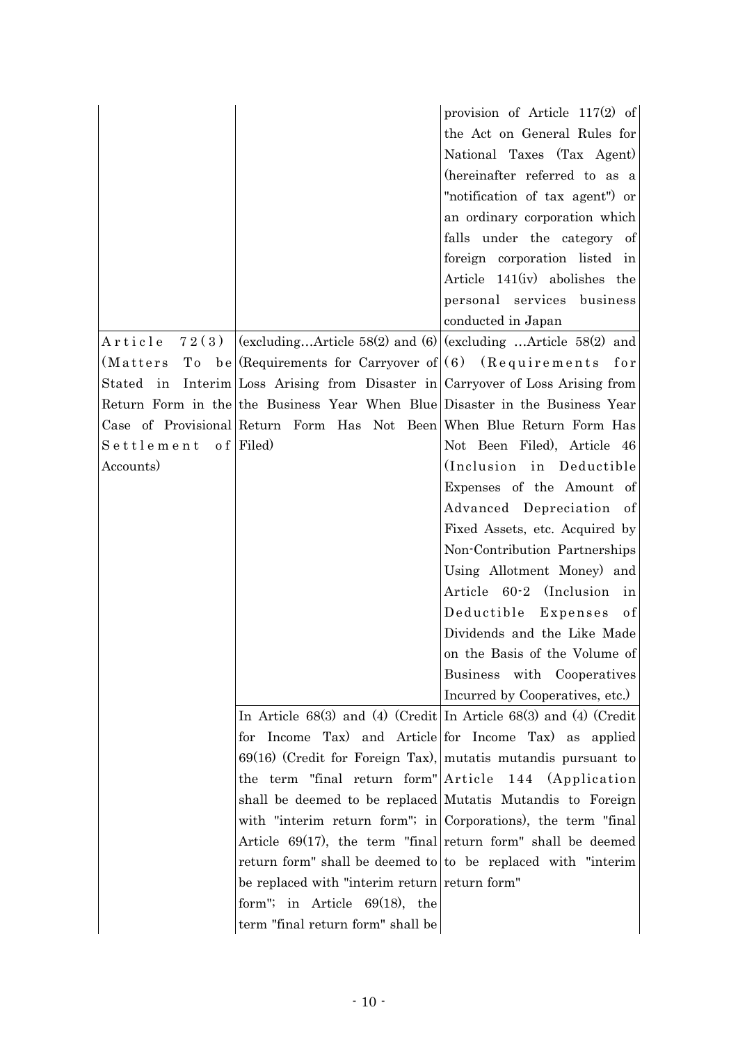| | | |
|---|---|---|
| | | provision of Article 117(2) of the Act on General Rules for National Taxes (Tax Agent) (hereinafter referred to as a "notification of tax agent") or an ordinary corporation which falls under the category of foreign corporation listed in Article 141(iv) abolishes the personal services business conducted in Japan |
| Article 72(3) (Matters To be Stated in Interim Return Form in the Case of Provisional Settlement of Accounts) | (excluding…Article 58(2) and (6) (Requirements for Carryover of Loss Arising from Disaster in the Business Year When Blue Return Form Has Not Been Filed) | (excluding …Article 58(2) and (6) (Requirements for Carryover of Loss Arising from Disaster in the Business Year When Blue Return Form Has Not Been Filed), Article 46 (Inclusion in Deductible Expenses of the Amount of Advanced Depreciation of Fixed Assets, etc. Acquired by Non-Contribution Partnerships Using Allotment Money) and Article 60-2 (Inclusion in Deductible Expenses of Dividends and the Like Made on the Basis of the Volume of Business with Cooperatives Incurred by Cooperatives, etc.) |
| | In Article 68(3) and (4) (Credit for Income Tax) and Article 69(16) (Credit for Foreign Tax), the term "final return form" shall be deemed to be replaced with "interim return form"; in Article 69(17), the term "final return form" shall be deemed to be replaced with "interim return form"; in Article 69(18), the term "final return form" shall be | In Article 68(3) and (4) (Credit for Income Tax) as applied mutatis mutandis pursuant to Article 144 (Application Mutatis Mutandis to Foreign Corporations), the term "final return form" shall be deemed to be replaced with "interim return form" |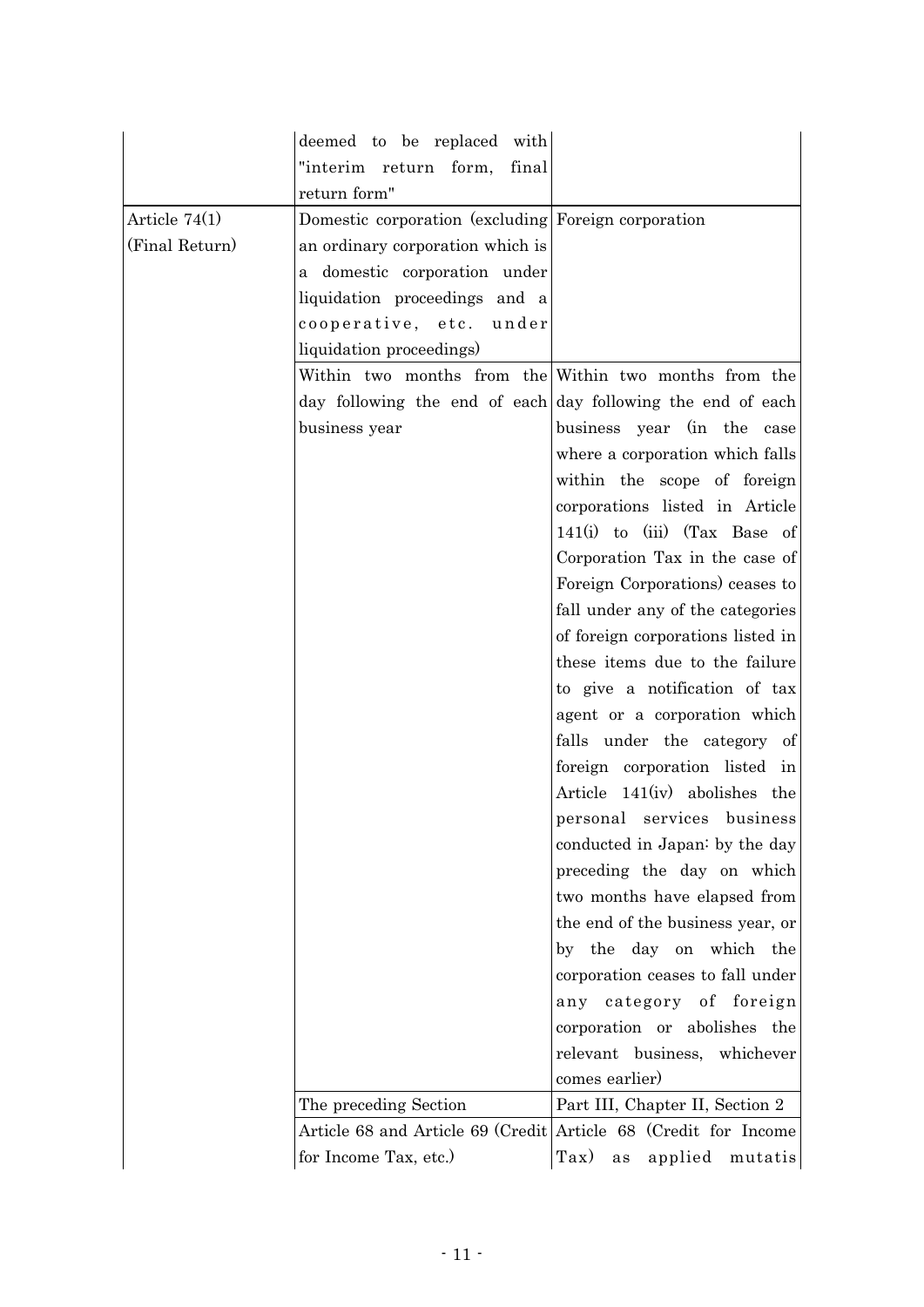| | | |
|---|---|---|
| | deemed to be replaced with "interim return form, final return form" | |
| Article 74(1) (Final Return) | Domestic corporation (excluding an ordinary corporation which is a domestic corporation under liquidation proceedings and a cooperative, etc. under liquidation proceedings) | Foreign corporation |
| | Within two months from the day following the end of each business year | Within two months from the day following the end of each business year (in the case where a corporation which falls within the scope of foreign corporations listed in Article 141(i) to (iii) (Tax Base of Corporation Tax in the case of Foreign Corporations) ceases to fall under any of the categories of foreign corporations listed in these items due to the failure to give a notification of tax agent or a corporation which falls under the category of foreign corporation listed in Article 141(iv) abolishes the personal services business conducted in Japan: by the day preceding the day on which two months have elapsed from the end of the business year, or by the day on which the corporation ceases to fall under any category of foreign corporation or abolishes the relevant business, whichever comes earlier) |
| | The preceding Section | Part III, Chapter II, Section 2 |
| | Article 68 and Article 69 (Credit for Income Tax, etc.) | Article 68 (Credit for Income Tax) as applied mutatis |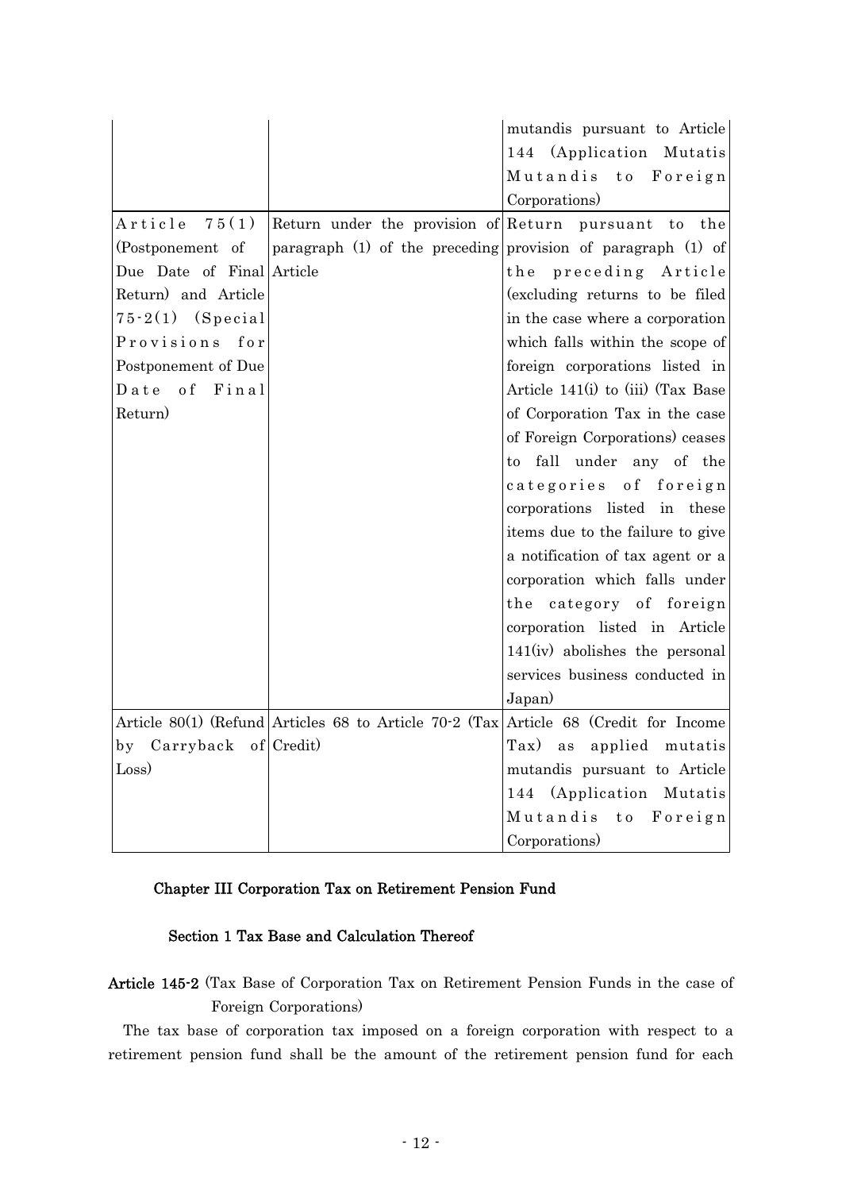| | | |
|---|---|---|
| | | mutandis pursuant to Article 144 (Application Mutatis Mutandis to Foreign Corporations) |
| Article 75(1) (Postponement of Due Date of Final Return) and Article 75-2(1) (Special Provisions for Postponement of Due Date of Final Return) | Return under the provision of paragraph (1) of the preceding Article | Return pursuant to the provision of paragraph (1) of the preceding Article (excluding returns to be filed in the case where a corporation which falls within the scope of foreign corporations listed in Article 141(i) to (iii) (Tax Base of Corporation Tax in the case of Foreign Corporations) ceases to fall under any of the categories of foreign corporations listed in these items due to the failure to give a notification of tax agent or a corporation which falls under the category of foreign corporation listed in Article 141(iv) abolishes the personal services business conducted in Japan) |
| Article 80(1) (Refund by Carryback of Loss) | Articles 68 to Article 70-2 (Tax Credit) | Article 68 (Credit for Income Tax) as applied mutatis mutandis pursuant to Article 144 (Application Mutatis Mutandis to Foreign Corporations) |

## Chapter III Corporation Tax on Retirement Pension Fund

### Section 1 Tax Base and Calculation Thereof

**Article 145-2** (Tax Base of Corporation Tax on Retirement Pension Funds in the case of Foreign Corporations)

The tax base of corporation tax imposed on a foreign corporation with respect to a retirement pension fund shall be the amount of the retirement pension fund for each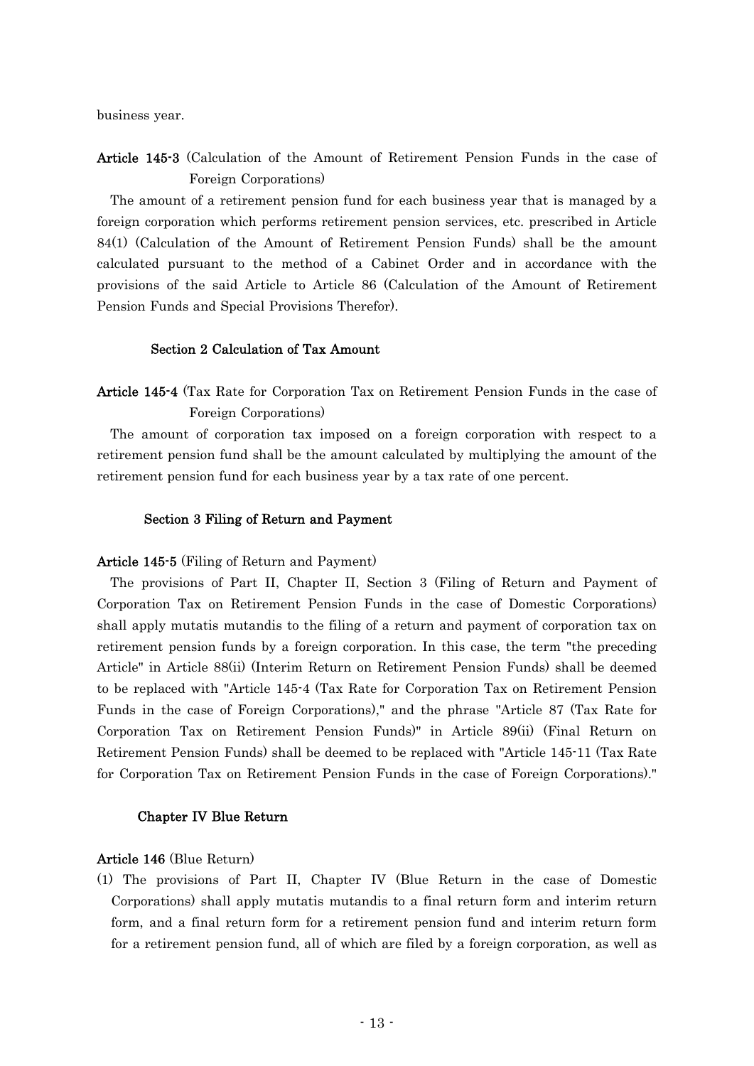business year.

**Article 145-3** (Calculation of the Amount of Retirement Pension Funds in the case of Foreign Corporations)

The amount of a retirement pension fund for each business year that is managed by a foreign corporation which performs retirement pension services, etc. prescribed in Article 84(1) (Calculation of the Amount of Retirement Pension Funds) shall be the amount calculated pursuant to the method of a Cabinet Order and in accordance with the provisions of the said Article to Article 86 (Calculation of the Amount of Retirement Pension Funds and Special Provisions Therefor).

### Section 2 Calculation of Tax Amount

**Article 145-4** (Tax Rate for Corporation Tax on Retirement Pension Funds in the case of Foreign Corporations)

The amount of corporation tax imposed on a foreign corporation with respect to a retirement pension fund shall be the amount calculated by multiplying the amount of the retirement pension fund for each business year by a tax rate of one percent.

### Section 3 Filing of Return and Payment

**Article 145-5** (Filing of Return and Payment)

The provisions of Part II, Chapter II, Section 3 (Filing of Return and Payment of Corporation Tax on Retirement Pension Funds in the case of Domestic Corporations) shall apply mutatis mutandis to the filing of a return and payment of corporation tax on retirement pension funds by a foreign corporation. In this case, the term "the preceding Article" in Article 88(ii) (Interim Return on Retirement Pension Funds) shall be deemed to be replaced with "Article 145-4 (Tax Rate for Corporation Tax on Retirement Pension Funds in the case of Foreign Corporations)," and the phrase "Article 87 (Tax Rate for Corporation Tax on Retirement Pension Funds)" in Article 89(ii) (Final Return on Retirement Pension Funds) shall be deemed to be replaced with "Article 145-11 (Tax Rate for Corporation Tax on Retirement Pension Funds in the case of Foreign Corporations)."

## Chapter IV Blue Return

**Article 146** (Blue Return)

(1) The provisions of Part II, Chapter IV (Blue Return in the case of Domestic Corporations) shall apply mutatis mutandis to a final return form and interim return form, and a final return form for a retirement pension fund and interim return form for a retirement pension fund, all of which are filed by a foreign corporation, as well as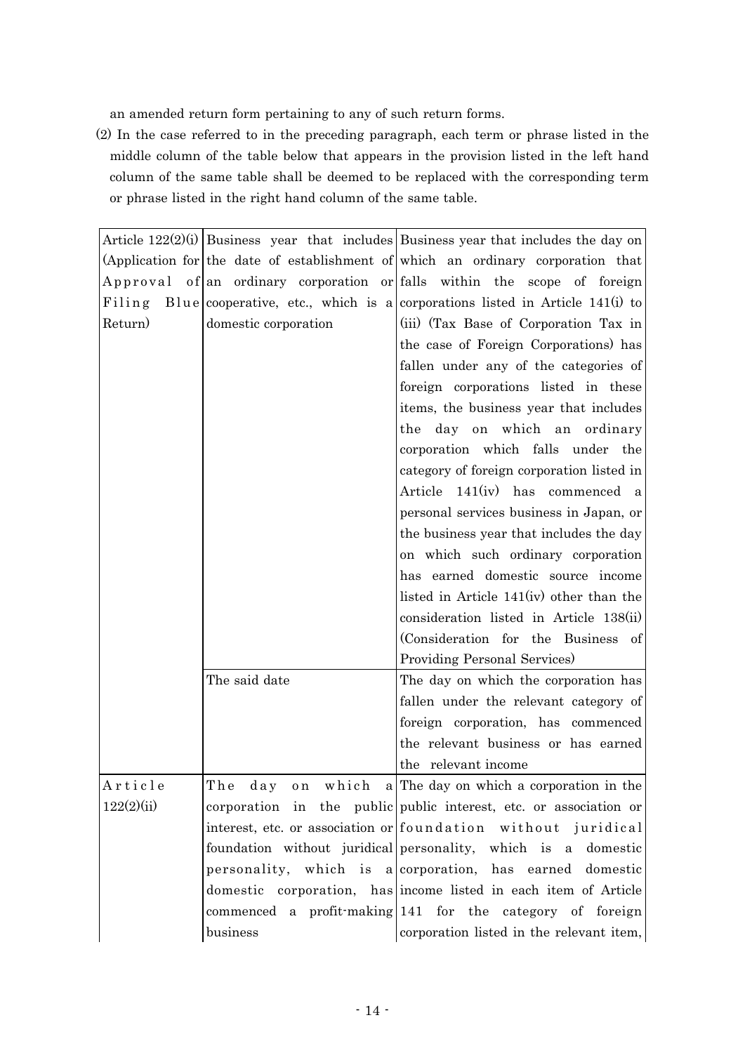an amended return form pertaining to any of such return forms.

(2) In the case referred to in the preceding paragraph, each term or phrase listed in the middle column of the table below that appears in the provision listed in the left hand column of the same table shall be deemed to be replaced with the corresponding term or phrase listed in the right hand column of the same table.

| | | |
|---|---|---|
| Article 122(2)(i) (Application for Approval of Filing Blue Return) | Business year that includes the date of establishment of an ordinary corporation or cooperative, etc., which is a domestic corporation | Business year that includes the day on which an ordinary corporation that falls within the scope of foreign corporations listed in Article 141(i) to (iii) (Tax Base of Corporation Tax in the case of Foreign Corporations) has fallen under any of the categories of foreign corporations listed in these items, the business year that includes the day on which an ordinary corporation which falls under the category of foreign corporation listed in Article 141(iv) has commenced a personal services business in Japan, or the business year that includes the day on which such ordinary corporation has earned domestic source income listed in Article 141(iv) other than the consideration listed in Article 138(ii) (Consideration for the Business of Providing Personal Services) |
| | The said date | The day on which the corporation has fallen under the relevant category of foreign corporation, has commenced the relevant business or has earned the relevant income |
| Article 122(2)(ii) | The day on which a corporation in the public interest, etc. or association or foundation without juridical personality, which is a domestic corporation, has commenced a profit-making business | The day on which a corporation in the public interest, etc. or association or foundation without juridical personality, which is a domestic corporation, has earned domestic income listed in each item of Article 141 for the category of foreign corporation listed in the relevant item, |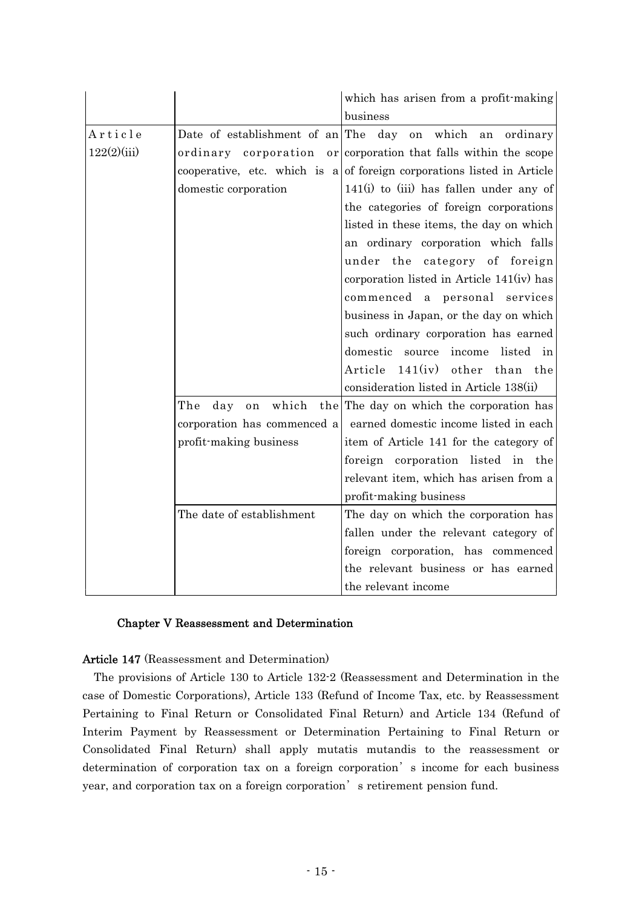| | | |
|---|---|---|
| | | which has arisen from a profit-making business |
| Article 122(2)(iii) | Date of establishment of an ordinary corporation or cooperative, etc. which is a domestic corporation | The day on which an ordinary corporation that falls within the scope of foreign corporations listed in Article 141(i) to (iii) has fallen under any of the categories of foreign corporations listed in these items, the day on which an ordinary corporation which falls under the category of foreign corporation listed in Article 141(iv) has commenced a personal services business in Japan, or the day on which such ordinary corporation has earned domestic source income listed in Article 141(iv) other than the consideration listed in Article 138(ii) |
| | The day on which the corporation has commenced a profit-making business | The day on which the corporation has earned domestic income listed in each item of Article 141 for the category of foreign corporation listed in the relevant item, which has arisen from a profit-making business |
| | The date of establishment | The day on which the corporation has fallen under the relevant category of foreign corporation, has commenced the relevant business or has earned the relevant income |

## Chapter V Reassessment and Determination

**Article 147** (Reassessment and Determination)

The provisions of Article 130 to Article 132-2 (Reassessment and Determination in the case of Domestic Corporations), Article 133 (Refund of Income Tax, etc. by Reassessment Pertaining to Final Return or Consolidated Final Return) and Article 134 (Refund of Interim Payment by Reassessment or Determination Pertaining to Final Return or Consolidated Final Return) shall apply mutatis mutandis to the reassessment or determination of corporation tax on a foreign corporation's income for each business year, and corporation tax on a foreign corporation's retirement pension fund.